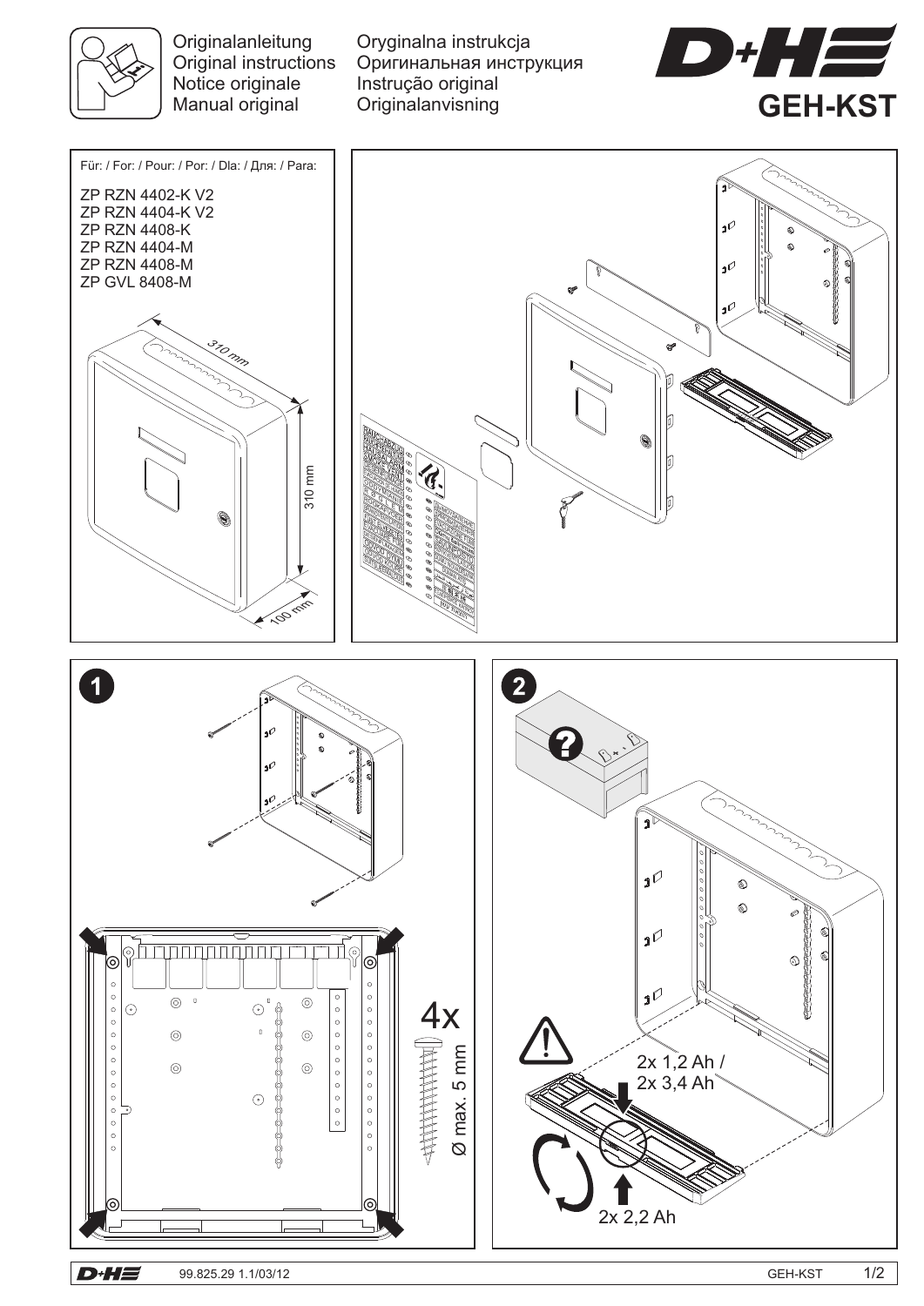Originalanleitung
Original instructions
Notice originale
Manual original

Oryginalna instrukcja
Оригинальная инструкция
Instrução original
Originalanvisning

# GEH-KST

Für: / For: / Pour: / Por: / Dla: / Для: / Para:

ZP RZN 4402-K V2
ZP RZN 4404-K V2
ZP RZN 4408-K
ZP RZN 4404-M
ZP RZN 4408-M
ZP GVL 8408-M

310 mm
310 mm
100 mm

**1**

4x
Ø max. 5 mm

**2**

2x 1,2 Ah /
2x 3,4 Ah

2x 2,2 Ah

99.825.29 1.1/03/12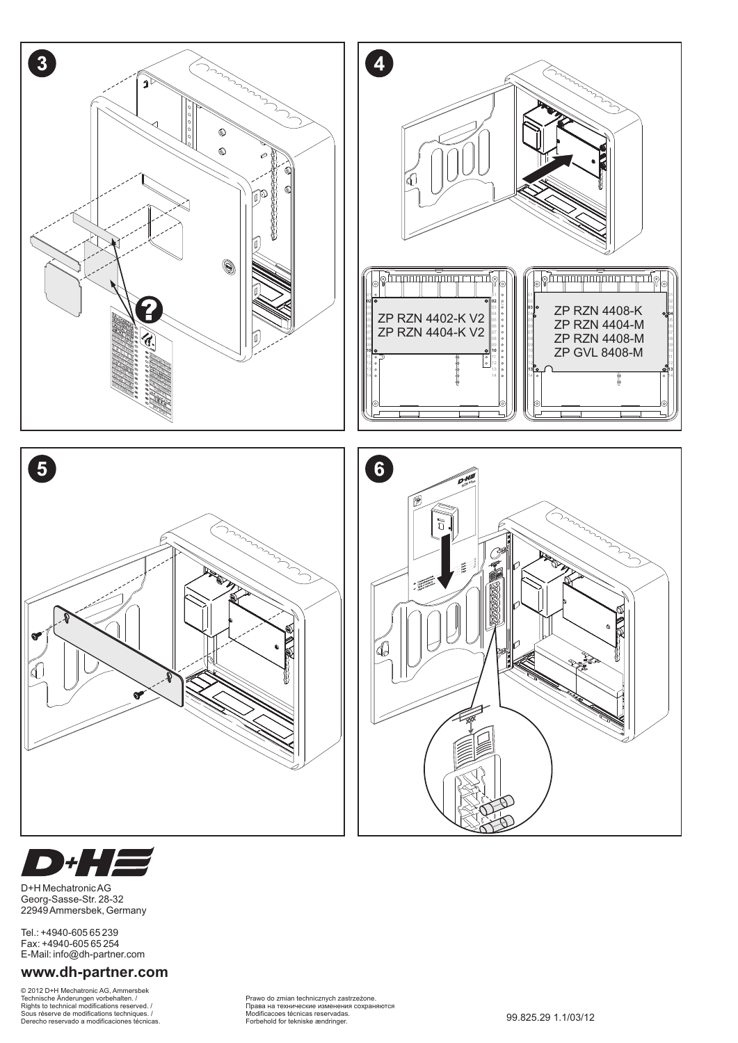3

4

ZP RZN 4402-K V2
ZP RZN 4404-K V2

ZP RZN 4408-K
ZP RZN 4404-M
ZP RZN 4408-M
ZP GVL 8408-M

5

6

D+H Mechatronic AG
Georg-Sasse-Str. 28-32
22949 Ammersbek, Germany

Tel.: +4940-605 65 239
Fax: +4940-605 65 254
E-Mail: info@dh-partner.com

**www.dh-partner.com**

© 2012 D+H Mechatronic AG, Ammersbek
Technische Änderungen vorbehalten. /
Rights to technical modifications reserved. /
Sous réserve de modifications techniques. /
Derecho reservado a modificaciones técnicas.

Prawo do zmian technicznych zastrzeżone.
Права на технические изменения сохраняются
Modificacoes técnicas reservadas.
Forbehold for tekniske ændringer.

99.825.29 1.1/03/12